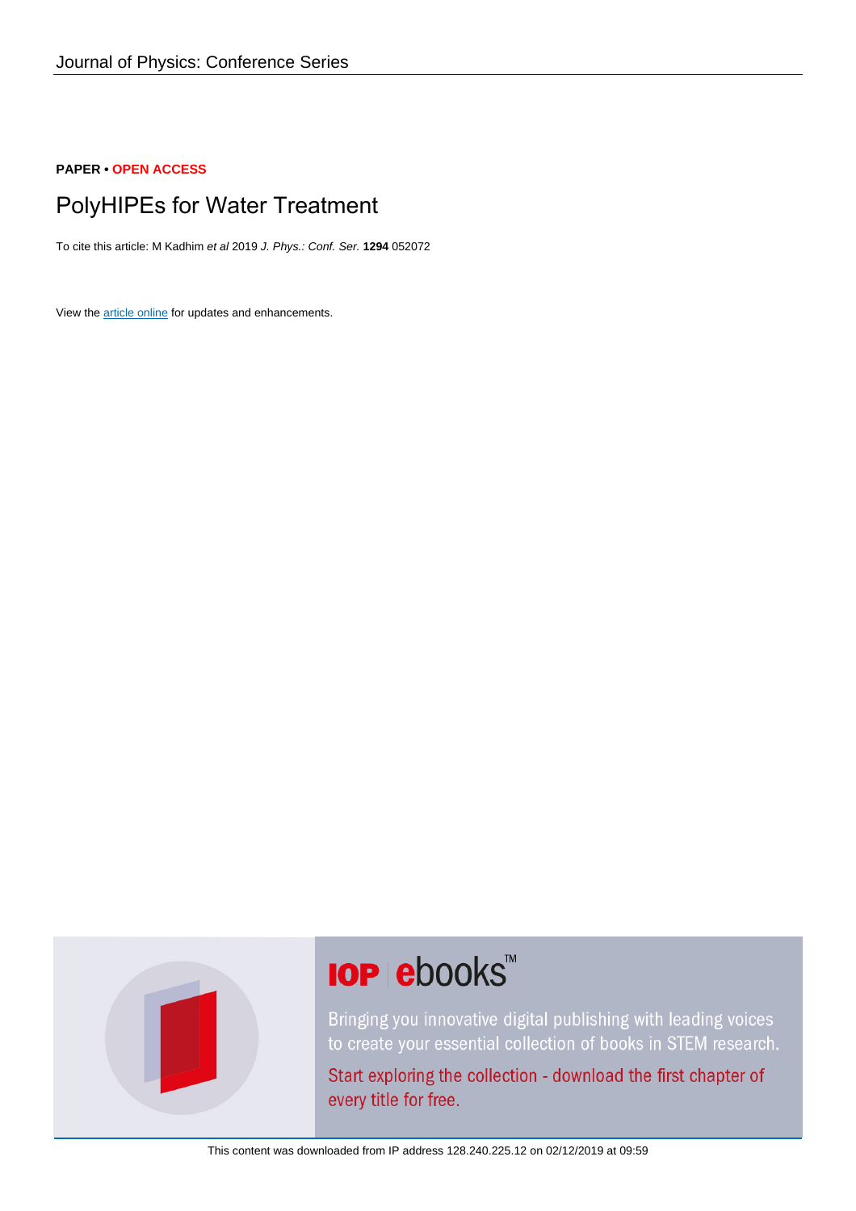Journal of Physics: Conference Series

**PAPER** • **OPEN ACCESS**

# PolyHIPEs for Water Treatment

To cite this article: M Kadhim *et al* 2019 *J. Phys.: Conf. Ser.* **1294** 052072

View the article online for updates and enhancements.

**IOP ebooks™**

Bringing you innovative digital publishing with leading voices to create your essential collection of books in STEM research.

Start exploring the collection - download the first chapter of every title for free.

This content was downloaded from IP address 128.240.225.12 on 02/12/2019 at 09:59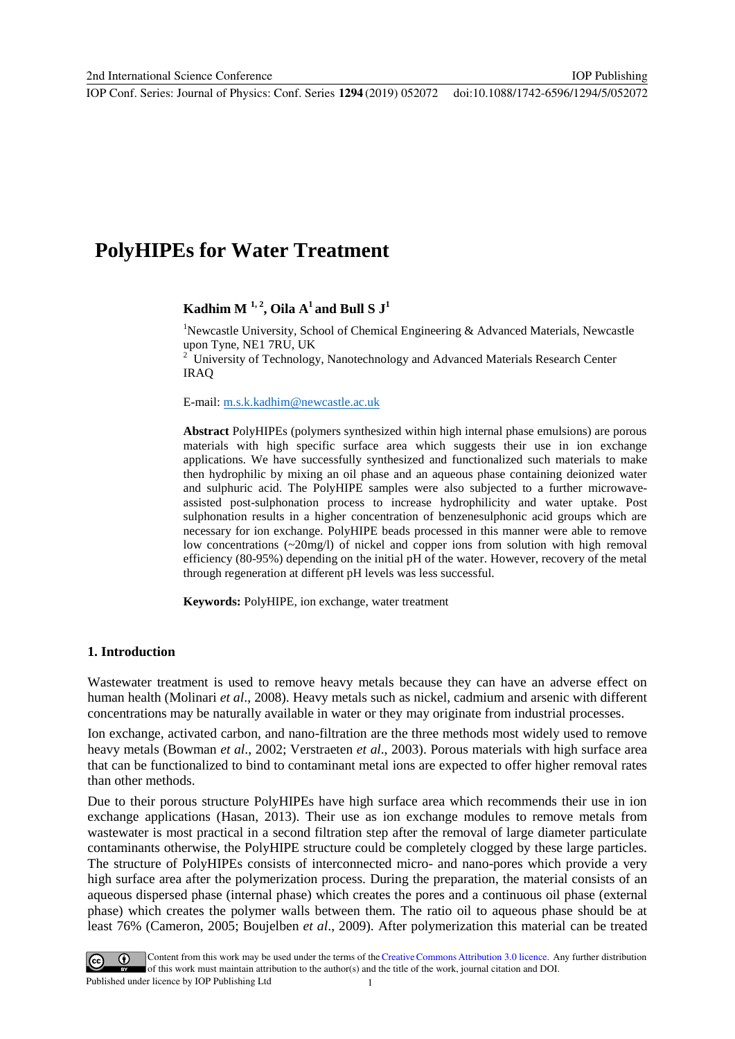# PolyHIPEs for Water Treatment

**Kadhim M [1,2], Oila A[1] and Bull S J[1]**

[1]Newcastle University, School of Chemical Engineering & Advanced Materials, Newcastle upon Tyne, NE1 7RU, UK

[2] University of Technology, Nanotechnology and Advanced Materials Research Center IRAQ

E-mail: m.s.k.kadhim@newcastle.ac.uk

**Abstract** PolyHIPEs (polymers synthesized within high internal phase emulsions) are porous materials with high specific surface area which suggests their use in ion exchange applications. We have successfully synthesized and functionalized such materials to make then hydrophilic by mixing an oil phase and an aqueous phase containing deionized water and sulphuric acid. The PolyHIPE samples were also subjected to a further microwave-assisted post-sulphonation process to increase hydrophilicity and water uptake. Post sulphonation results in a higher concentration of benzenesulphonic acid groups which are necessary for ion exchange. PolyHIPE beads processed in this manner were able to remove low concentrations (~20mg/l) of nickel and copper ions from solution with high removal efficiency (80-95%) depending on the initial pH of the water. However, recovery of the metal through regeneration at different pH levels was less successful.

**Keywords:** PolyHIPE, ion exchange, water treatment

## 1. Introduction

Wastewater treatment is used to remove heavy metals because they can have an adverse effect on human health (Molinari *et al*., 2008). Heavy metals such as nickel, cadmium and arsenic with different concentrations may be naturally available in water or they may originate from industrial processes.

Ion exchange, activated carbon, and nano-filtration are the three methods most widely used to remove heavy metals (Bowman *et al*., 2002; Verstraeten *et al*., 2003). Porous materials with high surface area that can be functionalized to bind to contaminant metal ions are expected to offer higher removal rates than other methods.

Due to their porous structure PolyHIPEs have high surface area which recommends their use in ion exchange applications (Hasan, 2013). Their use as ion exchange modules to remove metals from wastewater is most practical in a second filtration step after the removal of large diameter particulate contaminants otherwise, the PolyHIPE structure could be completely clogged by these large particles. The structure of PolyHIPEs consists of interconnected micro- and nano-pores which provide a very high surface area after the polymerization process. During the preparation, the material consists of an aqueous dispersed phase (internal phase) which creates the pores and a continuous oil phase (external phase) which creates the polymer walls between them. The ratio oil to aqueous phase should be at least 76% (Cameron, 2005; Boujelben *et al*., 2009). After polymerization this material can be treated

Content from this work may be used under the terms of the Creative Commons Attribution 3.0 licence. Any further distribution of this work must maintain attribution to the author(s) and the title of the work, journal citation and DOI.
Published under licence by IOP Publishing Ltd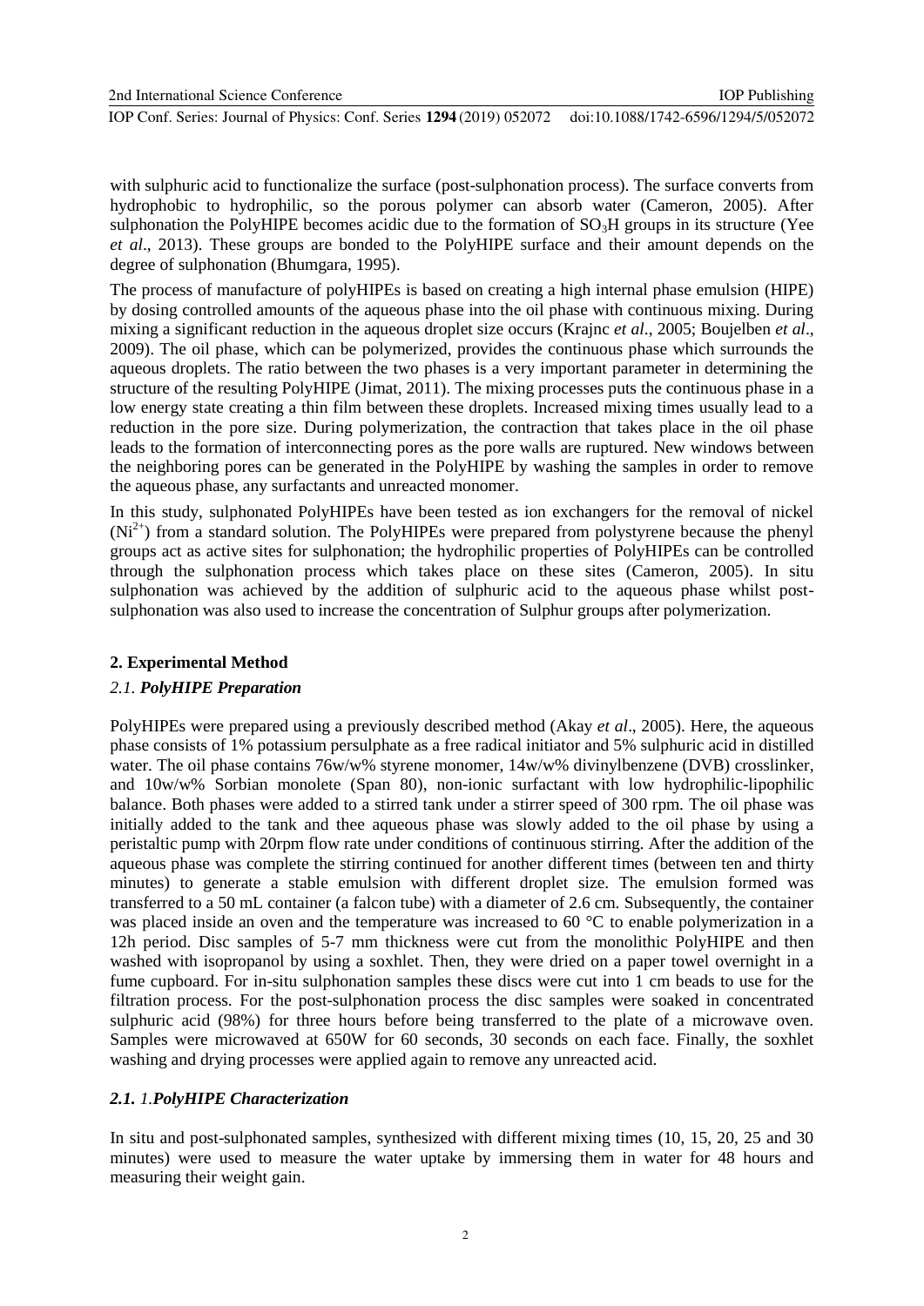with sulphuric acid to functionalize the surface (post-sulphonation process). The surface converts from hydrophobic to hydrophilic, so the porous polymer can absorb water (Cameron, 2005). After sulphonation the PolyHIPE becomes acidic due to the formation of $SO_3H$ groups in its structure (Yee *et al*., 2013). These groups are bonded to the PolyHIPE surface and their amount depends on the degree of sulphonation (Bhumgara, 1995).

The process of manufacture of polyHIPEs is based on creating a high internal phase emulsion (HIPE) by dosing controlled amounts of the aqueous phase into the oil phase with continuous mixing. During mixing a significant reduction in the aqueous droplet size occurs (Krajnc *et al*., 2005; Boujelben *et al*., 2009). The oil phase, which can be polymerized, provides the continuous phase which surrounds the aqueous droplets. The ratio between the two phases is a very important parameter in determining the structure of the resulting PolyHIPE (Jimat, 2011). The mixing processes puts the continuous phase in a low energy state creating a thin film between these droplets. Increased mixing times usually lead to a reduction in the pore size. During polymerization, the contraction that takes place in the oil phase leads to the formation of interconnecting pores as the pore walls are ruptured. New windows between the neighboring pores can be generated in the PolyHIPE by washing the samples in order to remove the aqueous phase, any surfactants and unreacted monomer.

In this study, sulphonated PolyHIPEs have been tested as ion exchangers for the removal of nickel ($Ni^{2+}$) from a standard solution. The PolyHIPEs were prepared from polystyrene because the phenyl groups act as active sites for sulphonation; the hydrophilic properties of PolyHIPEs can be controlled through the sulphonation process which takes place on these sites (Cameron, 2005). In situ sulphonation was achieved by the addition of sulphuric acid to the aqueous phase whilst post-sulphonation was also used to increase the concentration of Sulphur groups after polymerization.

## 2. Experimental Method

### *2.1. PolyHIPE Preparation*

PolyHIPEs were prepared using a previously described method (Akay *et al*., 2005). Here, the aqueous phase consists of 1% potassium persulphate as a free radical initiator and 5% sulphuric acid in distilled water. The oil phase contains 76w/w% styrene monomer, 14w/w% divinylbenzene (DVB) crosslinker, and 10w/w% Sorbian monolete (Span 80), non-ionic surfactant with low hydrophilic-lipophilic balance. Both phases were added to a stirred tank under a stirrer speed of 300 rpm. The oil phase was initially added to the tank and thee aqueous phase was slowly added to the oil phase by using a peristaltic pump with 20rpm flow rate under conditions of continuous stirring. After the addition of the aqueous phase was complete the stirring continued for another different times (between ten and thirty minutes) to generate a stable emulsion with different droplet size. The emulsion formed was transferred to a 50 mL container (a falcon tube) with a diameter of 2.6 cm. Subsequently, the container was placed inside an oven and the temperature was increased to 60 °C to enable polymerization in a 12h period. Disc samples of 5-7 mm thickness were cut from the monolithic PolyHIPE and then washed with isopropanol by using a soxhlet. Then, they were dried on a paper towel overnight in a fume cupboard. For in-situ sulphonation samples these discs were cut into 1 cm beads to use for the filtration process. For the post-sulphonation process the disc samples were soaked in concentrated sulphuric acid (98%) for three hours before being transferred to the plate of a microwave oven. Samples were microwaved at 650W for 60 seconds, 30 seconds on each face. Finally, the soxhlet washing and drying processes were applied again to remove any unreacted acid.

### *2.1. 1.PolyHIPE Characterization*

In situ and post-sulphonated samples, synthesized with different mixing times (10, 15, 20, 25 and 30 minutes) were used to measure the water uptake by immersing them in water for 48 hours and measuring their weight gain.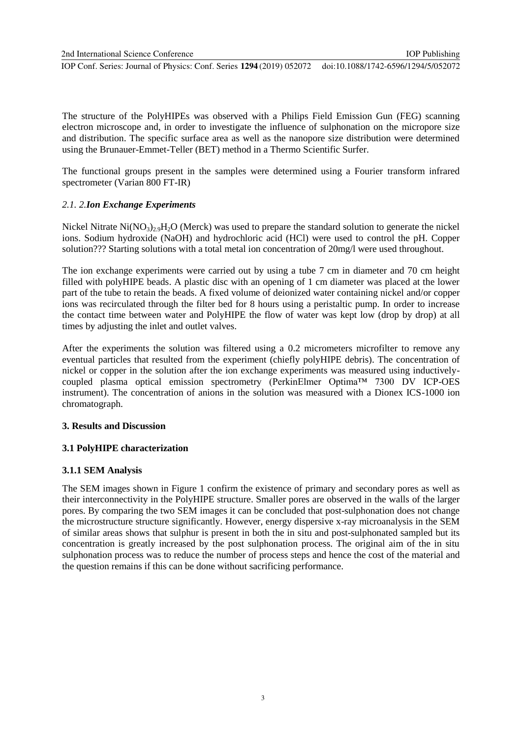The structure of the PolyHIPEs was observed with a Philips Field Emission Gun (FEG) scanning electron microscope and, in order to investigate the influence of sulphonation on the micropore size and distribution. The specific surface area as well as the nanopore size distribution were determined using the Brunauer-Emmet-Teller (BET) method in a Thermo Scientific Surfer.

The functional groups present in the samples were determined using a Fourier transform infrared spectrometer (Varian 800 FT-IR)

### *2.1. 2.**Ion Exchange Experiments***

Nickel Nitrate $Ni(NO_3)_{2.9}H_2O$ (Merck) was used to prepare the standard solution to generate the nickel ions. Sodium hydroxide (NaOH) and hydrochloric acid (HCl) were used to control the pH. Copper solution??? Starting solutions with a total metal ion concentration of 20mg/l were used throughout.

The ion exchange experiments were carried out by using a tube 7 cm in diameter and 70 cm height filled with polyHIPE beads. A plastic disc with an opening of 1 cm diameter was placed at the lower part of the tube to retain the beads. A fixed volume of deionized water containing nickel and/or copper ions was recirculated through the filter bed for 8 hours using a peristaltic pump. In order to increase the contact time between water and PolyHIPE the flow of water was kept low (drop by drop) at all times by adjusting the inlet and outlet valves.

After the experiments the solution was filtered using a 0.2 micrometers microfilter to remove any eventual particles that resulted from the experiment (chiefly polyHIPE debris). The concentration of nickel or copper in the solution after the ion exchange experiments was measured using inductively-coupled plasma optical emission spectrometry (PerkinElmer Optima™ 7300 DV ICP-OES instrument). The concentration of anions in the solution was measured with a Dionex ICS-1000 ion chromatograph.

## 3. Results and Discussion

### 3.1 PolyHIPE characterization

#### 3.1.1 SEM Analysis

The SEM images shown in Figure 1 confirm the existence of primary and secondary pores as well as their interconnectivity in the PolyHIPE structure. Smaller pores are observed in the walls of the larger pores. By comparing the two SEM images it can be concluded that post-sulphonation does not change the microstructure structure significantly. However, energy dispersive x-ray microanalysis in the SEM of similar areas shows that sulphur is present in both the in situ and post-sulphonated sampled but its concentration is greatly increased by the post sulphonation process. The original aim of the in situ sulphonation process was to reduce the number of process steps and hence the cost of the material and the question remains if this can be done without sacrificing performance.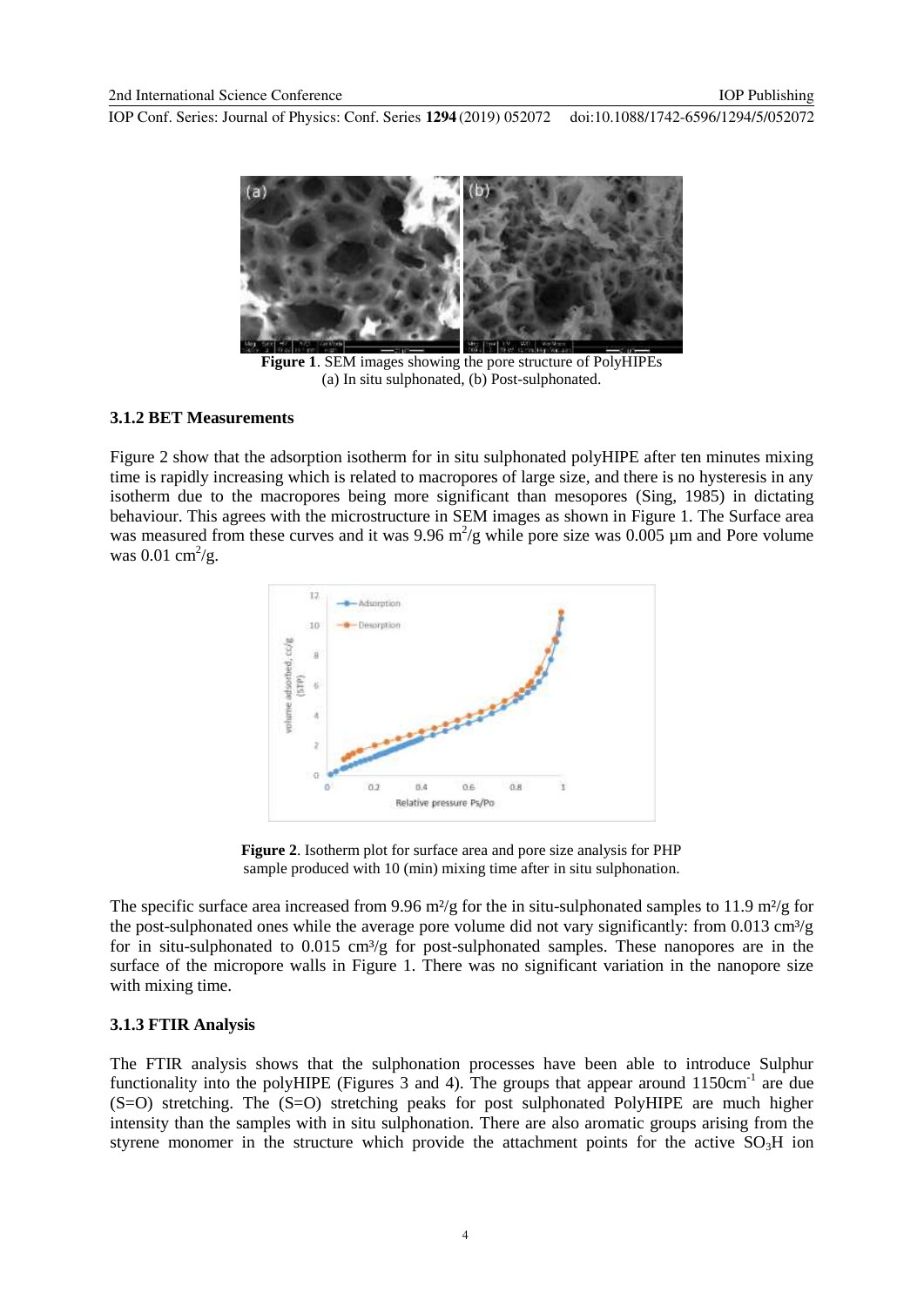**Figure 1**. SEM images showing the pore structure of PolyHIPEs (a) In situ sulphonated, (b) Post-sulphonated.

### 3.1.2 BET Measurements

Figure 2 show that the adsorption isotherm for in situ sulphonated polyHIPE after ten minutes mixing time is rapidly increasing which is related to macropores of large size, and there is no hysteresis in any isotherm due to the macropores being more significant than mesopores (Sing, 1985) in dictating behaviour. This agrees with the microstructure in SEM images as shown in Figure 1. The Surface area was measured from these curves and it was 9.96 $m^2$/g while pore size was 0.005 µm and Pore volume was 0.01 $cm^2$/g.

**Figure 2**. Isotherm plot for surface area and pore size analysis for PHP sample produced with 10 (min) mixing time after in situ sulphonation.

The specific surface area increased from 9.96 $m^2$/g for the in situ-sulphonated samples to 11.9 $m^2$/g for the post-sulphonated ones while the average pore volume did not vary significantly: from 0.013 $cm^3$/g for in situ-sulphonated to 0.015 $cm^3$/g for post-sulphonated samples. These nanopores are in the surface of the micropore walls in Figure 1. There was no significant variation in the nanopore size with mixing time.

### 3.1.3 FTIR Analysis

The FTIR analysis shows that the sulphonation processes have been able to introduce Sulphur functionality into the polyHIPE (Figures 3 and 4). The groups that appear around 1150$cm^{-1}$ are due (S=O) stretching. The (S=O) stretching peaks for post sulphonated PolyHIPE are much higher intensity than the samples with in situ sulphonation. There are also aromatic groups arising from the styrene monomer in the structure which provide the attachment points for the active $SO_3H$ ion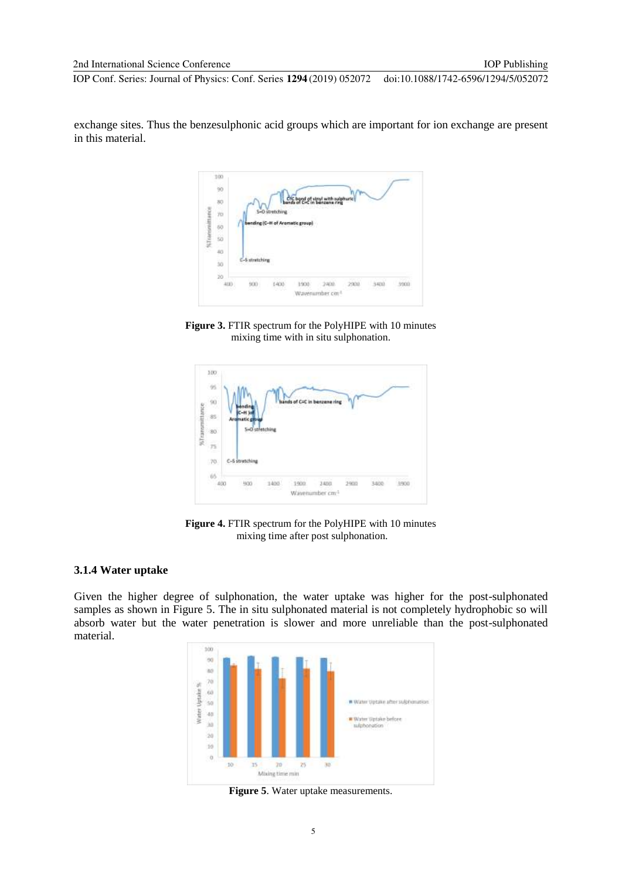exchange sites. Thus the benzesulphonic acid groups which are important for ion exchange are present in this material.

**Figure 3.** FTIR spectrum for the PolyHIPE with 10 minutes mixing time with in situ sulphonation.

**Figure 4.** FTIR spectrum for the PolyHIPE with 10 minutes mixing time after post sulphonation.

### 3.1.4 Water uptake

Given the higher degree of sulphonation, the water uptake was higher for the post-sulphonated samples as shown in Figure 5. The in situ sulphonated material is not completely hydrophobic so will absorb water but the water penetration is slower and more unreliable than the post-sulphonated material.

**Figure 5**. Water uptake measurements.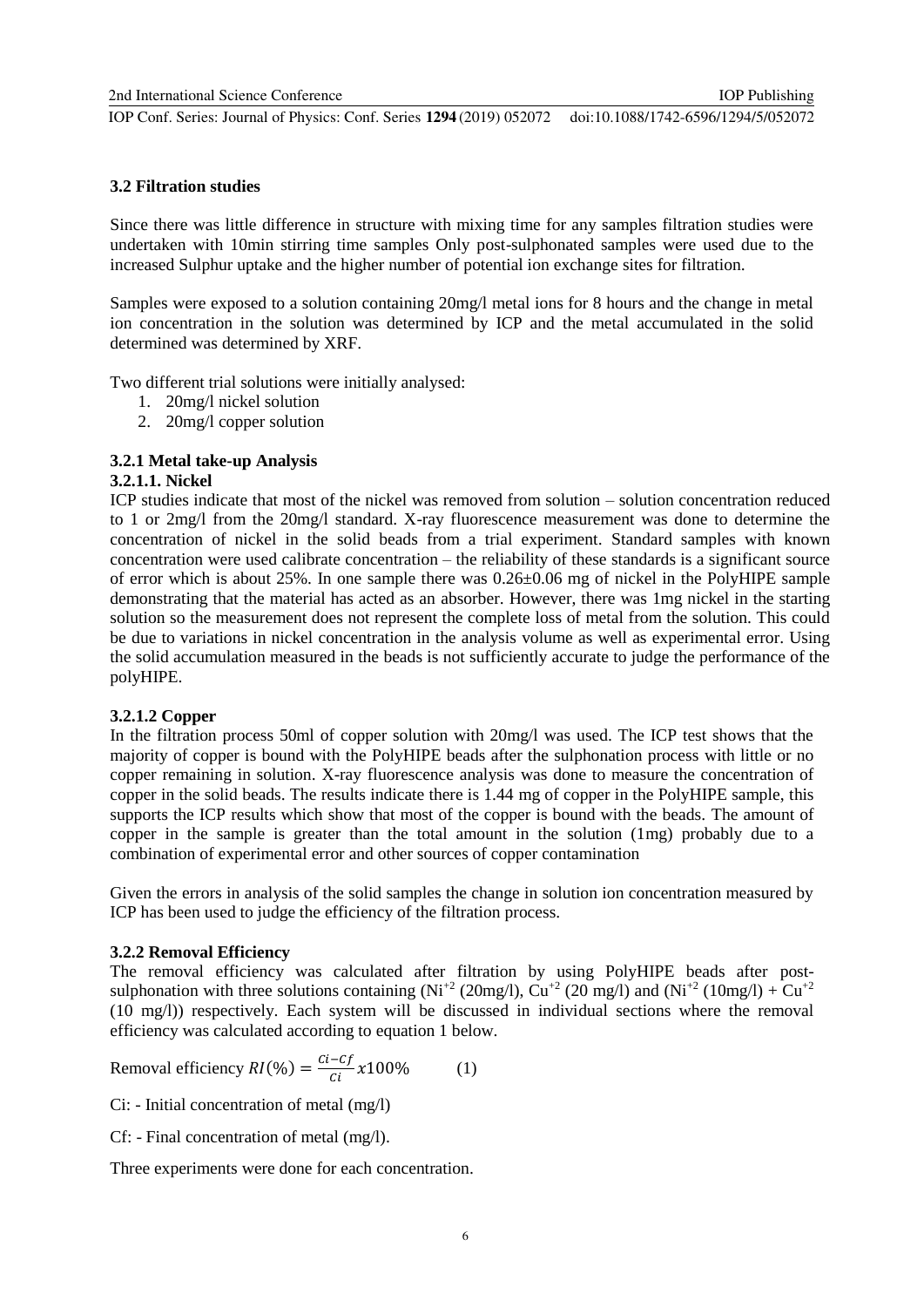### 3.2 Filtration studies

Since there was little difference in structure with mixing time for any samples filtration studies were undertaken with 10min stirring time samples Only post-sulphonated samples were used due to the increased Sulphur uptake and the higher number of potential ion exchange sites for filtration.

Samples were exposed to a solution containing 20mg/l metal ions for 8 hours and the change in metal ion concentration in the solution was determined by ICP and the metal accumulated in the solid determined was determined by XRF.

Two different trial solutions were initially analysed:

1. 20mg/l nickel solution
2. 20mg/l copper solution

#### 3.2.1 Metal take-up Analysis

##### 3.2.1.1. Nickel

ICP studies indicate that most of the nickel was removed from solution – solution concentration reduced to 1 or 2mg/l from the 20mg/l standard. X-ray fluorescence measurement was done to determine the concentration of nickel in the solid beads from a trial experiment. Standard samples with known concentration were used calibrate concentration – the reliability of these standards is a significant source of error which is about 25%. In one sample there was 0.26±0.06 mg of nickel in the PolyHIPE sample demonstrating that the material has acted as an absorber. However, there was 1mg nickel in the starting solution so the measurement does not represent the complete loss of metal from the solution. This could be due to variations in nickel concentration in the analysis volume as well as experimental error. Using the solid accumulation measured in the beads is not sufficiently accurate to judge the performance of the polyHIPE.

##### 3.2.1.2 Copper

In the filtration process 50ml of copper solution with 20mg/l was used. The ICP test shows that the majority of copper is bound with the PolyHIPE beads after the sulphonation process with little or no copper remaining in solution. X-ray fluorescence analysis was done to measure the concentration of copper in the solid beads. The results indicate there is 1.44 mg of copper in the PolyHIPE sample, this supports the ICP results which show that most of the copper is bound with the beads. The amount of copper in the sample is greater than the total amount in the solution (1mg) probably due to a combination of experimental error and other sources of copper contamination

Given the errors in analysis of the solid samples the change in solution ion concentration measured by ICP has been used to judge the efficiency of the filtration process.

#### 3.2.2 Removal Efficiency

The removal efficiency was calculated after filtration by using PolyHIPE beads after post-sulphonation with three solutions containing ($Ni^{+2}$ (20mg/l), $Cu^{+2}$ (20 mg/l) and ($Ni^{+2}$ (10mg/l) + $Cu^{+2}$ (10 mg/l)) respectively. Each system will be discussed in individual sections where the removal efficiency was calculated according to equation 1 below.

$$\text{Removal efficiency } RI(\%) = \frac{Ci - Cf}{Ci} x100\% \qquad (1)$$

Ci: - Initial concentration of metal (mg/l)

Cf: - Final concentration of metal (mg/l).

Three experiments were done for each concentration.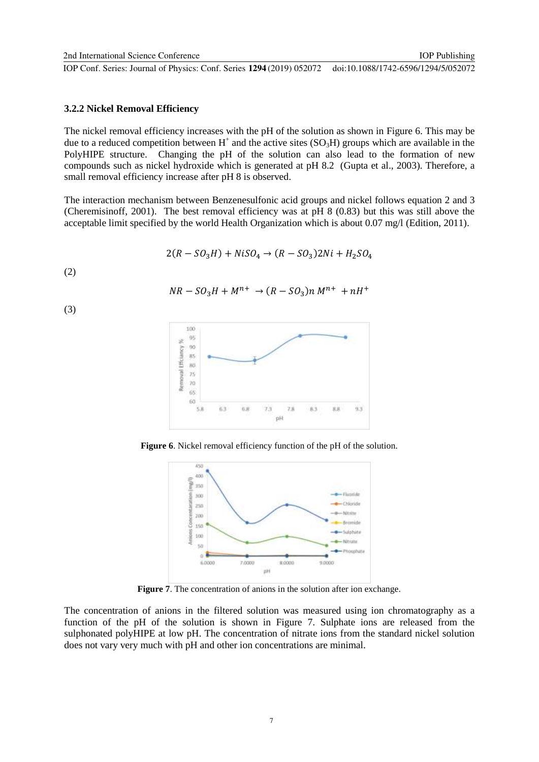### 3.2.2 Nickel Removal Efficiency

The nickel removal efficiency increases with the pH of the solution as shown in Figure 6. This may be due to a reduced competition between $H^+$ and the active sites ($SO_3H$) groups which are available in the PolyHIPE structure. Changing the pH of the solution can also lead to the formation of new compounds such as nickel hydroxide which is generated at pH 8.2 (Gupta et al., 2003). Therefore, a small removal efficiency increase after pH 8 is observed.

The interaction mechanism between Benzenesulfonic acid groups and nickel follows equation 2 and 3 (Cheremisinoff, 2001). The best removal efficiency was at pH 8 (0.83) but this was still above the acceptable limit specified by the world Health Organization which is about 0.07 mg/l (Edition, 2011).

$$2(R - SO_3H) + NiSO_4 \rightarrow (R - SO_3)2Ni + H_2SO_4 \tag{2}$$

$$NR - SO_3H + M^{n+} \rightarrow (R - SO_3)n\, M^{n+} + nH^+ \tag{3}$$

**Figure 6**. Nickel removal efficiency function of the pH of the solution.

**Figure 7**. The concentration of anions in the solution after ion exchange.

The concentration of anions in the filtered solution was measured using ion chromatography as a function of the pH of the solution is shown in Figure 7. Sulphate ions are released from the sulphonated polyHIPE at low pH. The concentration of nitrate ions from the standard nickel solution does not vary very much with pH and other ion concentrations are minimal.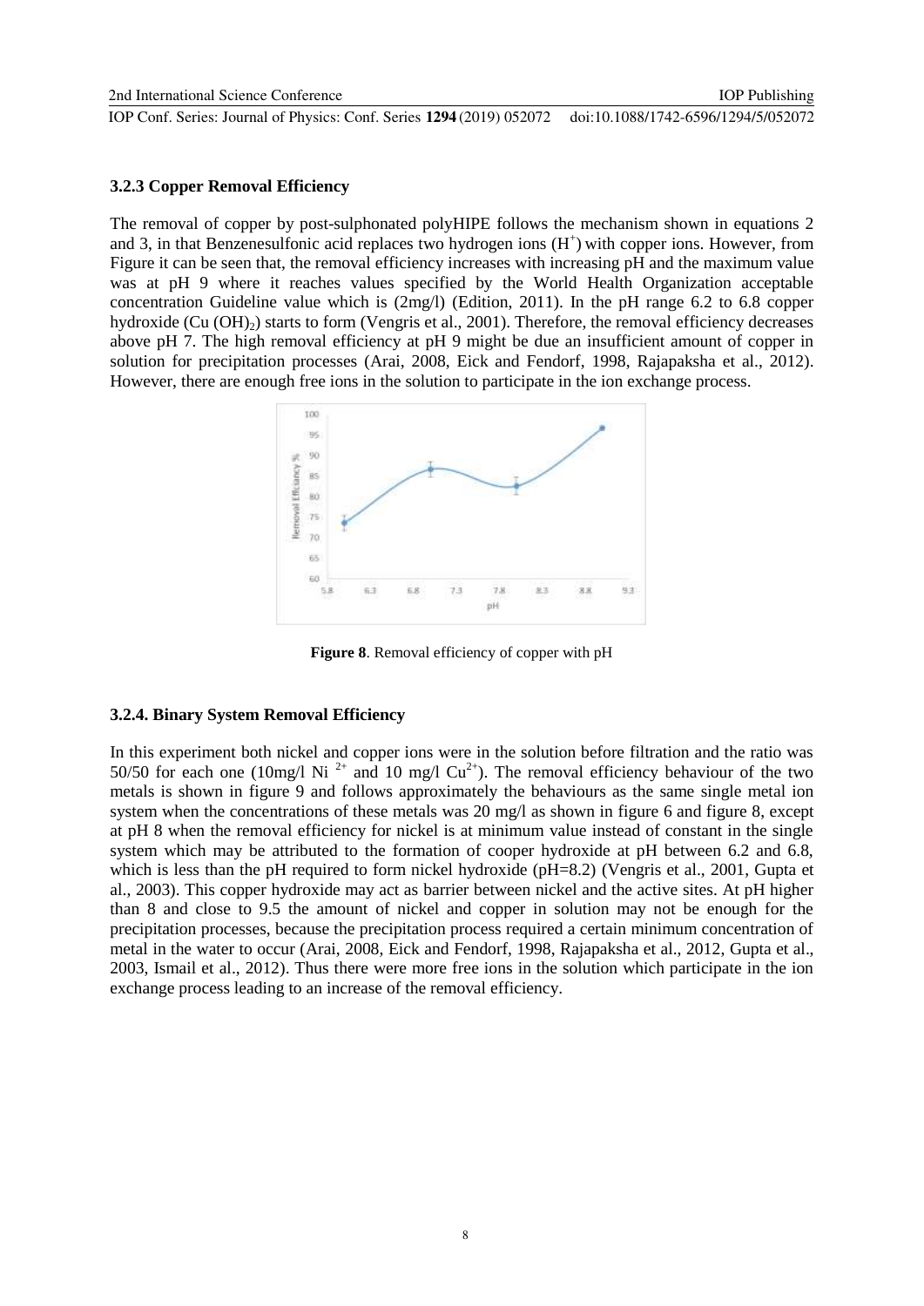### 3.2.3 Copper Removal Efficiency

The removal of copper by post-sulphonated polyHIPE follows the mechanism shown in equations 2 and 3, in that Benzenesulfonic acid replaces two hydrogen ions ($H^+$) with copper ions. However, from Figure it can be seen that, the removal efficiency increases with increasing pH and the maximum value was at pH 9 where it reaches values specified by the World Health Organization acceptable concentration Guideline value which is (2mg/l) (Edition, 2011). In the pH range 6.2 to 6.8 copper hydroxide ($Cu(OH)_2$) starts to form (Vengris et al., 2001). Therefore, the removal efficiency decreases above pH 7. The high removal efficiency at pH 9 might be due an insufficient amount of copper in solution for precipitation processes (Arai, 2008, Eick and Fendorf, 1998, Rajapaksha et al., 2012). However, there are enough free ions in the solution to participate in the ion exchange process.

**Figure 8**. Removal efficiency of copper with pH

### 3.2.4. Binary System Removal Efficiency

In this experiment both nickel and copper ions were in the solution before filtration and the ratio was 50/50 for each one (10mg/l $Ni^{2+}$ and 10 mg/l $Cu^{2+}$). The removal efficiency behaviour of the two metals is shown in figure 9 and follows approximately the behaviours as the same single metal ion system when the concentrations of these metals was 20 mg/l as shown in figure 6 and figure 8, except at pH 8 when the removal efficiency for nickel is at minimum value instead of constant in the single system which may be attributed to the formation of cooper hydroxide at pH between 6.2 and 6.8, which is less than the pH required to form nickel hydroxide (pH=8.2) (Vengris et al., 2001, Gupta et al., 2003). This copper hydroxide may act as barrier between nickel and the active sites. At pH higher than 8 and close to 9.5 the amount of nickel and copper in solution may not be enough for the precipitation processes, because the precipitation process required a certain minimum concentration of metal in the water to occur (Arai, 2008, Eick and Fendorf, 1998, Rajapaksha et al., 2012, Gupta et al., 2003, Ismail et al., 2012). Thus there were more free ions in the solution which participate in the ion exchange process leading to an increase of the removal efficiency.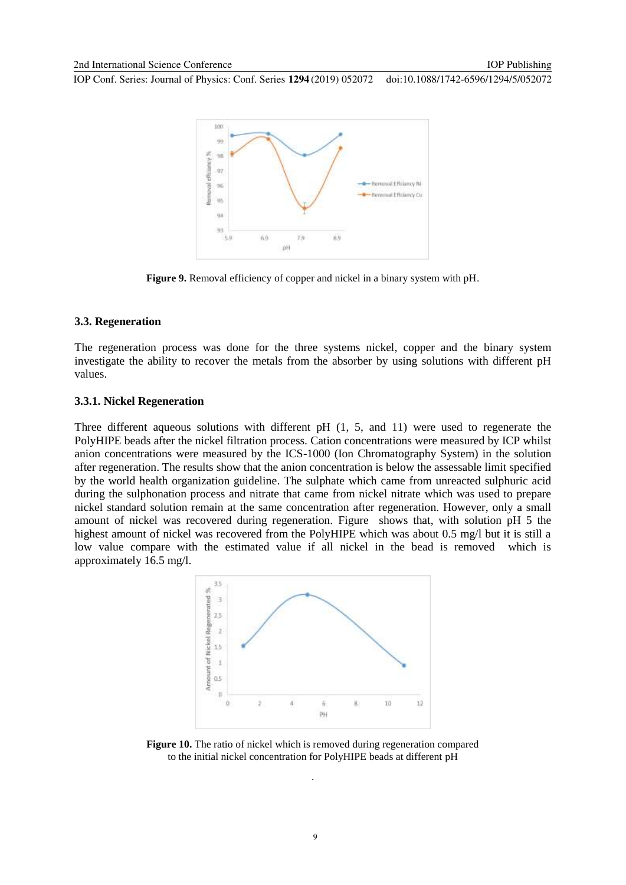Figure 9. Removal efficiency of copper and nickel in a binary system with pH.

### 3.3. Regeneration

The regeneration process was done for the three systems nickel, copper and the binary system investigate the ability to recover the metals from the absorber by using solutions with different pH values.

#### 3.3.1. Nickel Regeneration

Three different aqueous solutions with different pH (1, 5, and 11) were used to regenerate the PolyHIPE beads after the nickel filtration process. Cation concentrations were measured by ICP whilst anion concentrations were measured by the ICS-1000 (Ion Chromatography System) in the solution after regeneration. The results show that the anion concentration is below the assessable limit specified by the world health organization guideline. The sulphate which came from unreacted sulphuric acid during the sulphonation process and nitrate that came from nickel nitrate which was used to prepare nickel standard solution remain at the same concentration after regeneration. However, only a small amount of nickel was recovered during regeneration. Figure shows that, with solution pH 5 the highest amount of nickel was recovered from the PolyHIPE which was about 0.5 mg/l but it is still a low value compare with the estimated value if all nickel in the bead is removed which is approximately 16.5 mg/l.

Figure 10. The ratio of nickel which is removed during regeneration compared to the initial nickel concentration for PolyHIPE beads at different pH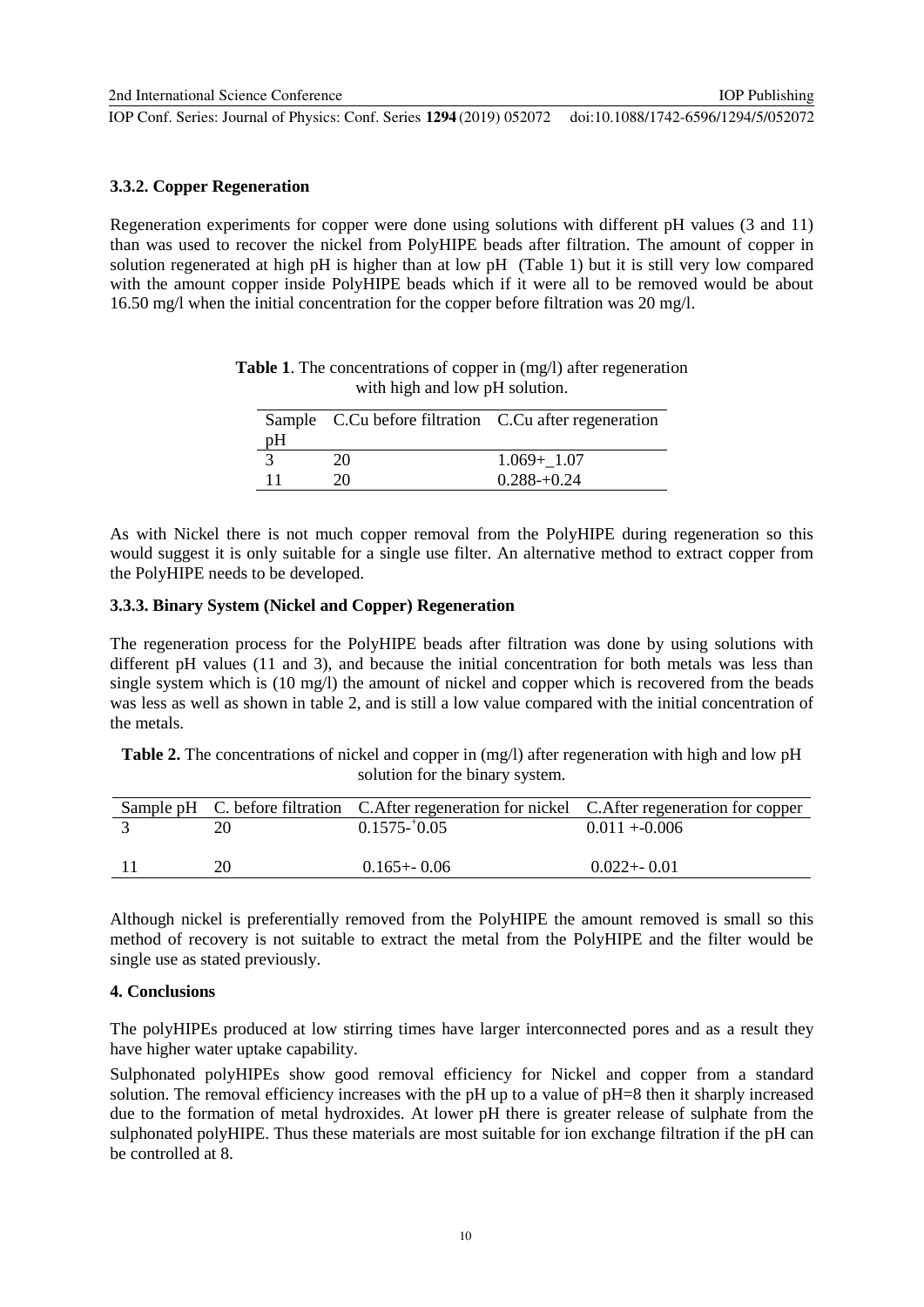### 3.3.2. Copper Regeneration

Regeneration experiments for copper were done using solutions with different pH values (3 and 11) than was used to recover the nickel from PolyHIPE beads after filtration. The amount of copper in solution regenerated at high pH is higher than at low pH (Table 1) but it is still very low compared with the amount copper inside PolyHIPE beads which if it were all to be removed would be about 16.50 mg/l when the initial concentration for the copper before filtration was 20 mg/l.

**Table 1**. The concentrations of copper in (mg/l) after regeneration with high and low pH solution.

| Sample pH | C.Cu before filtration | C.Cu after regeneration |
|---|---|---|
| 3 | 20 | 1.069+_1.07 |
| 11 | 20 | 0.288-+0.24 |

As with Nickel there is not much copper removal from the PolyHIPE during regeneration so this would suggest it is only suitable for a single use filter. An alternative method to extract copper from the PolyHIPE needs to be developed.

### 3.3.3. Binary System (Nickel and Copper) Regeneration

The regeneration process for the PolyHIPE beads after filtration was done by using solutions with different pH values (11 and 3), and because the initial concentration for both metals was less than single system which is (10 mg/l) the amount of nickel and copper which is recovered from the beads was less as well as shown in table 2, and is still a low value compared with the initial concentration of the metals.

**Table 2.** The concentrations of nickel and copper in (mg/l) after regeneration with high and low pH solution for the binary system.

| Sample pH | C. before filtration | C.After regeneration for nickel | C.After regeneration for copper |
|---|---|---|---|
| 3 | 20 | 0.1575-+0.05 | 0.011 +-0.006 |
| 11 | 20 | 0.165+- 0.06 | 0.022+- 0.01 |

Although nickel is preferentially removed from the PolyHIPE the amount removed is small so this method of recovery is not suitable to extract the metal from the PolyHIPE and the filter would be single use as stated previously.

## 4. Conclusions

The polyHIPEs produced at low stirring times have larger interconnected pores and as a result they have higher water uptake capability.

Sulphonated polyHIPEs show good removal efficiency for Nickel and copper from a standard solution. The removal efficiency increases with the pH up to a value of pH=8 then it sharply increased due to the formation of metal hydroxides. At lower pH there is greater release of sulphate from the sulphonated polyHIPE. Thus these materials are most suitable for ion exchange filtration if the pH can be controlled at 8.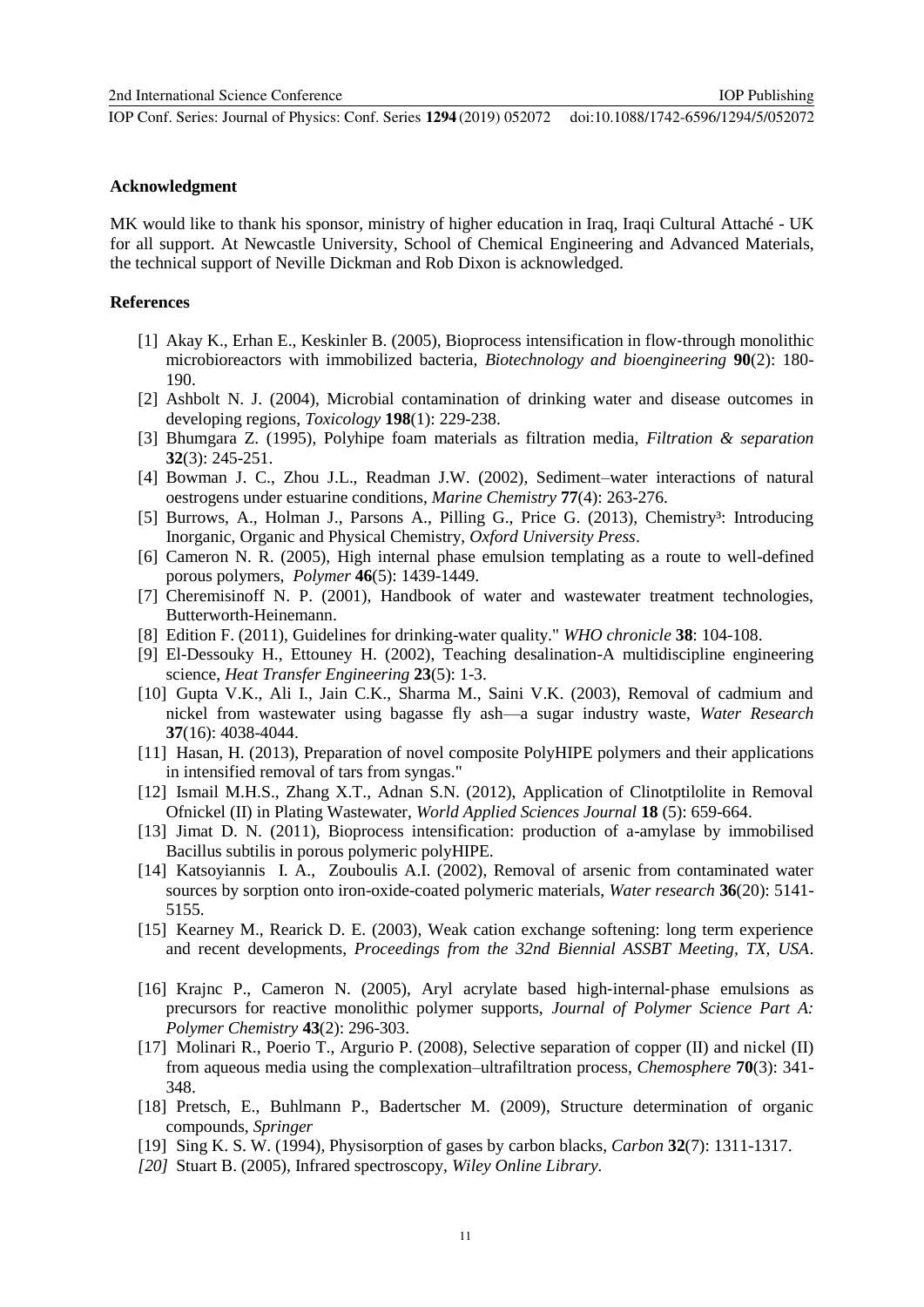## Acknowledgment

MK would like to thank his sponsor, ministry of higher education in Iraq, Iraqi Cultural Attaché - UK for all support. At Newcastle University, School of Chemical Engineering and Advanced Materials, the technical support of Neville Dickman and Rob Dixon is acknowledged.

## References

[1] Akay K., Erhan E., Keskinler B. (2005), Bioprocess intensification in flow-through monolithic microbioreactors with immobilized bacteria, *Biotechnology and bioengineering* **90**(2): 180-190.

[2] Ashbolt N. J. (2004), Microbial contamination of drinking water and disease outcomes in developing regions, *Toxicology* **198**(1): 229-238.

[3] Bhumgara Z. (1995), Polyhipe foam materials as filtration media, *Filtration & separation* **32**(3): 245-251.

[4] Bowman J. C., Zhou J.L., Readman J.W. (2002), Sediment–water interactions of natural oestrogens under estuarine conditions, *Marine Chemistry* **77**(4): 263-276.

[5] Burrows, A., Holman J., Parsons A., Pilling G., Price G. (2013), Chemistry³: Introducing Inorganic, Organic and Physical Chemistry, *Oxford University Press*.

[6] Cameron N. R. (2005), High internal phase emulsion templating as a route to well-defined porous polymers, *Polymer* **46**(5): 1439-1449.

[7] Cheremisinoff N. P. (2001), Handbook of water and wastewater treatment technologies, Butterworth-Heinemann.

[8] Edition F. (2011), Guidelines for drinking-water quality." *WHO chronicle* **38**: 104-108.

[9] El-Dessouky H., Ettouney H. (2002), Teaching desalination-A multidiscipline engineering science, *Heat Transfer Engineering* **23**(5): 1-3.

[10] Gupta V.K., Ali I., Jain C.K., Sharma M., Saini V.K. (2003), Removal of cadmium and nickel from wastewater using bagasse fly ash—a sugar industry waste, *Water Research* **37**(16): 4038-4044.

[11] Hasan, H. (2013), Preparation of novel composite PolyHIPE polymers and their applications in intensified removal of tars from syngas."

[12] Ismail M.H.S., Zhang X.T., Adnan S.N. (2012), Application of Clinotptilolite in Removal Ofnickel (II) in Plating Wastewater, *World Applied Sciences Journal* **18** (5): 659-664.

[13] Jimat D. N. (2011), Bioprocess intensification: production of a-amylase by immobilised Bacillus subtilis in porous polymeric polyHIPE.

[14] Katsoyiannis I. A., Zouboulis A.I. (2002), Removal of arsenic from contaminated water sources by sorption onto iron-oxide-coated polymeric materials, *Water research* **36**(20): 5141-5155.

[15] Kearney M., Rearick D. E. (2003), Weak cation exchange softening: long term experience and recent developments, *Proceedings from the 32nd Biennial ASSBT Meeting, TX, USA*.

[16] Krajnc P., Cameron N. (2005), Aryl acrylate based high-internal-phase emulsions as precursors for reactive monolithic polymer supports, *Journal of Polymer Science Part A: Polymer Chemistry* **43**(2): 296-303.

[17] Molinari R., Poerio T., Argurio P. (2008), Selective separation of copper (II) and nickel (II) from aqueous media using the complexation–ultrafiltration process, *Chemosphere* **70**(3): 341-348.

[18] Pretsch, E., Buhlmann P., Badertscher M. (2009), Structure determination of organic compounds, *Springer*

[19] Sing K. S. W. (1994), Physisorption of gases by carbon blacks, *Carbon* **32**(7): 1311-1317.

*[20]* Stuart B. (2005), Infrared spectroscopy, *Wiley Online Library*.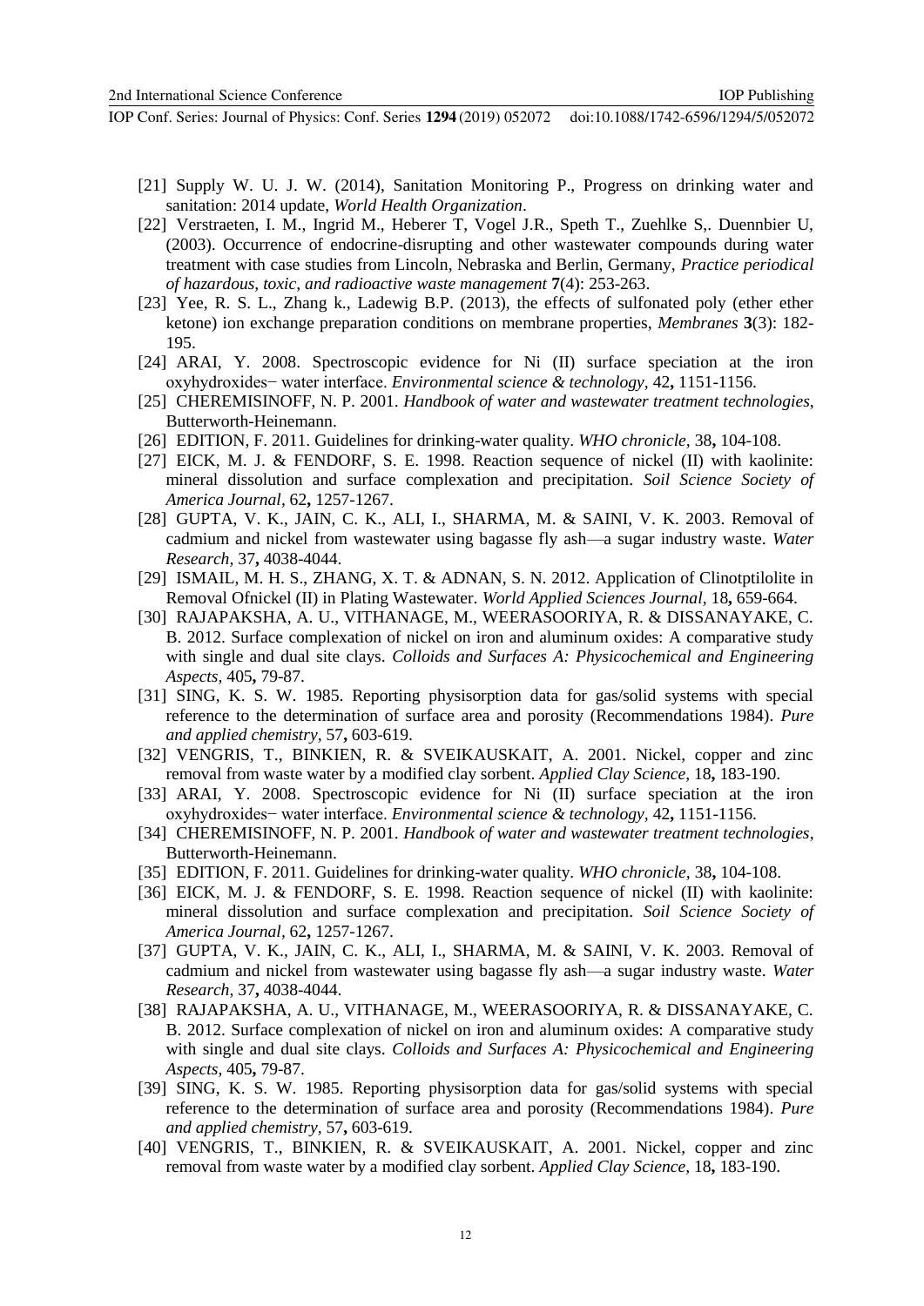[21] Supply W. U. J. W. (2014), Sanitation Monitoring P., Progress on drinking water and sanitation: 2014 update, *World Health Organization*.

[22] Verstraeten, I. M., Ingrid M., Heberer T, Vogel J.R., Speth T., Zuehlke S,. Duennbier U, (2003). Occurrence of endocrine-disrupting and other wastewater compounds during water treatment with case studies from Lincoln, Nebraska and Berlin, Germany, *Practice periodical of hazardous, toxic, and radioactive waste management* **7**(4): 253-263.

[23] Yee, R. S. L., Zhang k., Ladewig B.P. (2013), the effects of sulfonated poly (ether ether ketone) ion exchange preparation conditions on membrane properties, *Membranes* **3**(3): 182-195.

[24] ARAI, Y. 2008. Spectroscopic evidence for Ni (II) surface speciation at the iron oxyhydroxides− water interface. *Environmental science & technology,* 42**,** 1151-1156.

[25] CHEREMISINOFF, N. P. 2001. *Handbook of water and wastewater treatment technologies*, Butterworth-Heinemann.

[26] EDITION, F. 2011. Guidelines for drinking-water quality. *WHO chronicle,* 38**,** 104-108.

[27] EICK, M. J. & FENDORF, S. E. 1998. Reaction sequence of nickel (II) with kaolinite: mineral dissolution and surface complexation and precipitation. *Soil Science Society of America Journal,* 62**,** 1257-1267.

[28] GUPTA, V. K., JAIN, C. K., ALI, I., SHARMA, M. & SAINI, V. K. 2003. Removal of cadmium and nickel from wastewater using bagasse fly ash—a sugar industry waste. *Water Research,* 37**,** 4038-4044.

[29] ISMAIL, M. H. S., ZHANG, X. T. & ADNAN, S. N. 2012. Application of Clinotptilolite in Removal Ofnickel (II) in Plating Wastewater. *World Applied Sciences Journal,* 18**,** 659-664.

[30] RAJAPAKSHA, A. U., VITHANAGE, M., WEERASOORIYA, R. & DISSANAYAKE, C. B. 2012. Surface complexation of nickel on iron and aluminum oxides: A comparative study with single and dual site clays. *Colloids and Surfaces A: Physicochemical and Engineering Aspects,* 405**,** 79-87.

[31] SING, K. S. W. 1985. Reporting physisorption data for gas/solid systems with special reference to the determination of surface area and porosity (Recommendations 1984). *Pure and applied chemistry,* 57**,** 603-619.

[32] VENGRIS, T., BINKIEN, R. & SVEIKAUSKAIT, A. 2001. Nickel, copper and zinc removal from waste water by a modified clay sorbent. *Applied Clay Science,* 18**,** 183-190.

[33] ARAI, Y. 2008. Spectroscopic evidence for Ni (II) surface speciation at the iron oxyhydroxides− water interface. *Environmental science & technology,* 42**,** 1151-1156.

[34] CHEREMISINOFF, N. P. 2001. *Handbook of water and wastewater treatment technologies*, Butterworth-Heinemann.

[35] EDITION, F. 2011. Guidelines for drinking-water quality. *WHO chronicle,* 38**,** 104-108.

[36] EICK, M. J. & FENDORF, S. E. 1998. Reaction sequence of nickel (II) with kaolinite: mineral dissolution and surface complexation and precipitation. *Soil Science Society of America Journal,* 62**,** 1257-1267.

[37] GUPTA, V. K., JAIN, C. K., ALI, I., SHARMA, M. & SAINI, V. K. 2003. Removal of cadmium and nickel from wastewater using bagasse fly ash—a sugar industry waste. *Water Research,* 37**,** 4038-4044.

[38] RAJAPAKSHA, A. U., VITHANAGE, M., WEERASOORIYA, R. & DISSANAYAKE, C. B. 2012. Surface complexation of nickel on iron and aluminum oxides: A comparative study with single and dual site clays. *Colloids and Surfaces A: Physicochemical and Engineering Aspects,* 405**,** 79-87.

[39] SING, K. S. W. 1985. Reporting physisorption data for gas/solid systems with special reference to the determination of surface area and porosity (Recommendations 1984). *Pure and applied chemistry,* 57**,** 603-619.

[40] VENGRIS, T., BINKIEN, R. & SVEIKAUSKAIT, A. 2001. Nickel, copper and zinc removal from waste water by a modified clay sorbent. *Applied Clay Science,* 18**,** 183-190.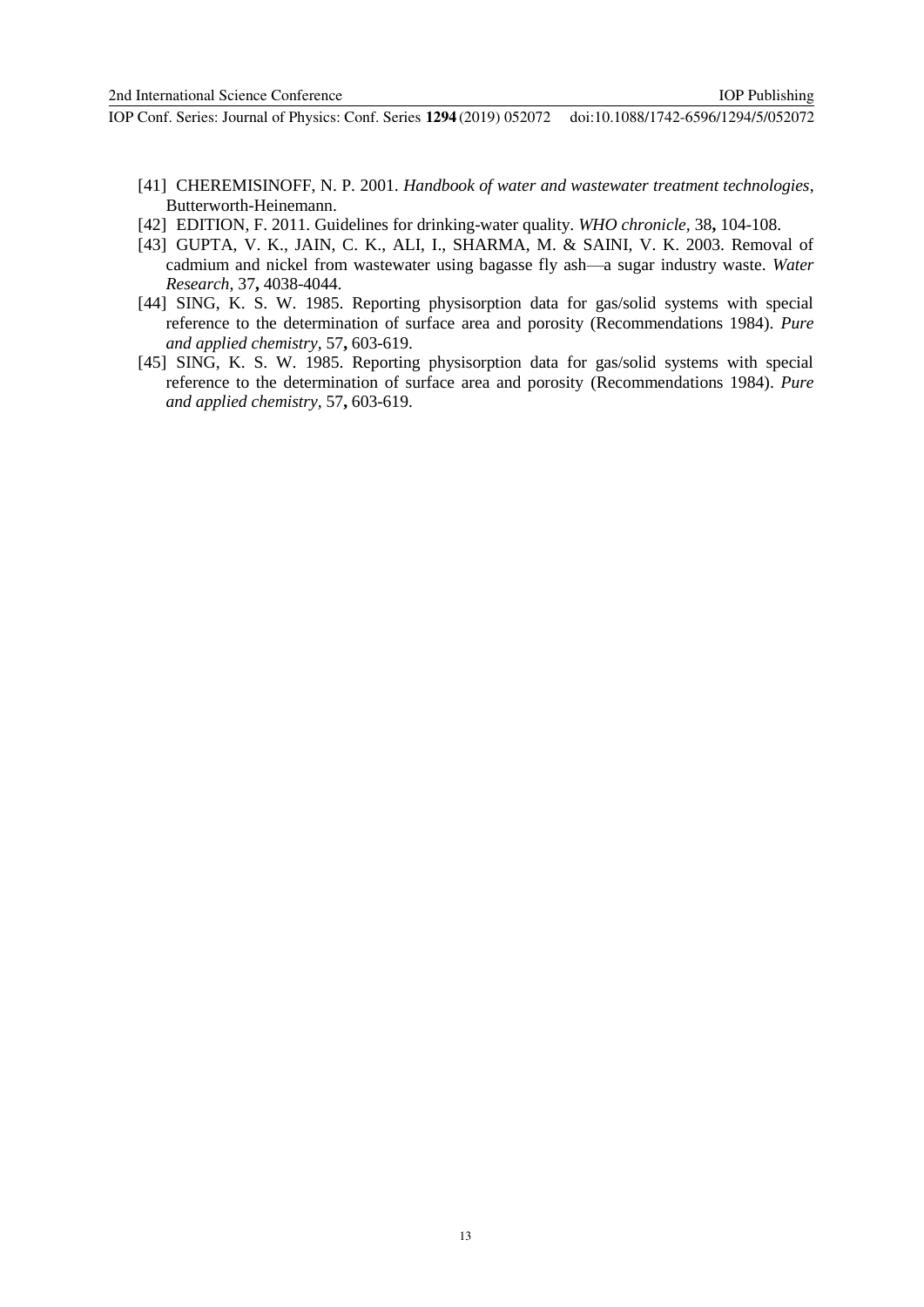[41] CHEREMISINOFF, N. P. 2001. *Handbook of water and wastewater treatment technologies*, Butterworth-Heinemann.

[42] EDITION, F. 2011. Guidelines for drinking-water quality. *WHO chronicle,* 38**,** 104-108.

[43] GUPTA, V. K., JAIN, C. K., ALI, I., SHARMA, M. & SAINI, V. K. 2003. Removal of cadmium and nickel from wastewater using bagasse fly ash—a sugar industry waste. *Water Research,* 37**,** 4038-4044.

[44] SING, K. S. W. 1985. Reporting physisorption data for gas/solid systems with special reference to the determination of surface area and porosity (Recommendations 1984). *Pure and applied chemistry,* 57**,** 603-619.

[45] SING, K. S. W. 1985. Reporting physisorption data for gas/solid systems with special reference to the determination of surface area and porosity (Recommendations 1984). *Pure and applied chemistry,* 57**,** 603-619.